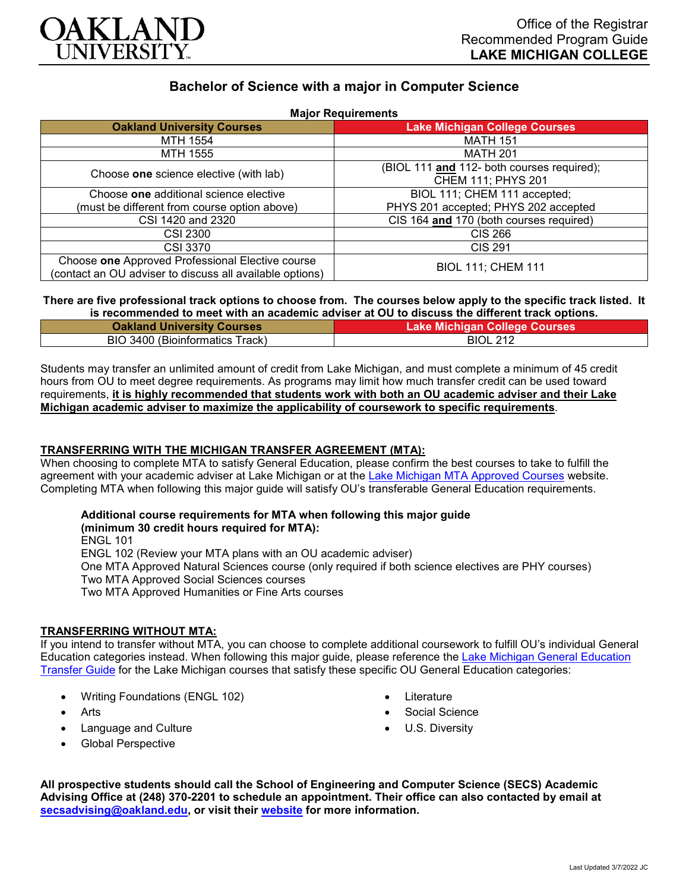OAKLAND UNIVERSITY

Office of the Registrar
Recommended Program Guide
**LAKE MICHIGAN COLLEGE**

## Bachelor of Science with a major in Computer Science

**Major Requirements**

| Oakland University Courses | Lake Michigan College Courses |
|---|---|
| MTH 1554 | MATH 151 |
| MTH 1555 | MATH 201 |
| Choose **one** science elective (with lab) | (BIOL 111 **and** 112- both courses required); CHEM 111; PHYS 201 |
| Choose **one** additional science elective (must be different from course option above) | BIOL 111; CHEM 111 accepted; PHYS 201 accepted; PHYS 202 accepted |
| CSI 1420 and 2320 | CIS 164 **and** 170 (both courses required) |
| CSI 2300 | CIS 266 |
| CSI 3370 | CIS 291 |
| Choose **one** Approved Professional Elective course (contact an OU adviser to discuss all available options) | BIOL 111; CHEM 111 |

**There are five professional track options to choose from. The courses below apply to the specific track listed. It is recommended to meet with an academic adviser at OU to discuss the different track options.**

| Oakland University Courses | Lake Michigan College Courses |
|---|---|
| BIO 3400 (Bioinformatics Track) | BIOL 212 |

Students may transfer an unlimited amount of credit from Lake Michigan, and must complete a minimum of 45 credit hours from OU to meet degree requirements. As programs may limit how much transfer credit can be used toward requirements, **it is highly recommended that students work with both an OU academic adviser and their Lake Michigan academic adviser to maximize the applicability of coursework to specific requirements**.

### TRANSFERRING WITH THE MICHIGAN TRANSFER AGREEMENT (MTA):

When choosing to complete MTA to satisfy General Education, please confirm the best courses to take to fulfill the agreement with your academic adviser at Lake Michigan or at the Lake Michigan MTA Approved Courses website. Completing MTA when following this major guide will satisfy OU's transferable General Education requirements.

**Additional course requirements for MTA when following this major guide (minimum 30 credit hours required for MTA):**
ENGL 101
ENGL 102 (Review your MTA plans with an OU academic adviser)
One MTA Approved Natural Sciences course (only required if both science electives are PHY courses)
Two MTA Approved Social Sciences courses
Two MTA Approved Humanities or Fine Arts courses

### TRANSFERRING WITHOUT MTA:

If you intend to transfer without MTA, you can choose to complete additional coursework to fulfill OU's individual General Education categories instead. When following this major guide, please reference the Lake Michigan General Education Transfer Guide for the Lake Michigan courses that satisfy these specific OU General Education categories:

- Writing Foundations (ENGL 102)
- Arts
- Language and Culture
- Global Perspective
- Literature
- Social Science
- U.S. Diversity

**All prospective students should call the School of Engineering and Computer Science (SECS) Academic Advising Office at (248) 370-2201 to schedule an appointment. Their office can also contacted by email at secsadvising@oakland.edu, or visit their website for more information.**

Last Updated 3/7/2022 JC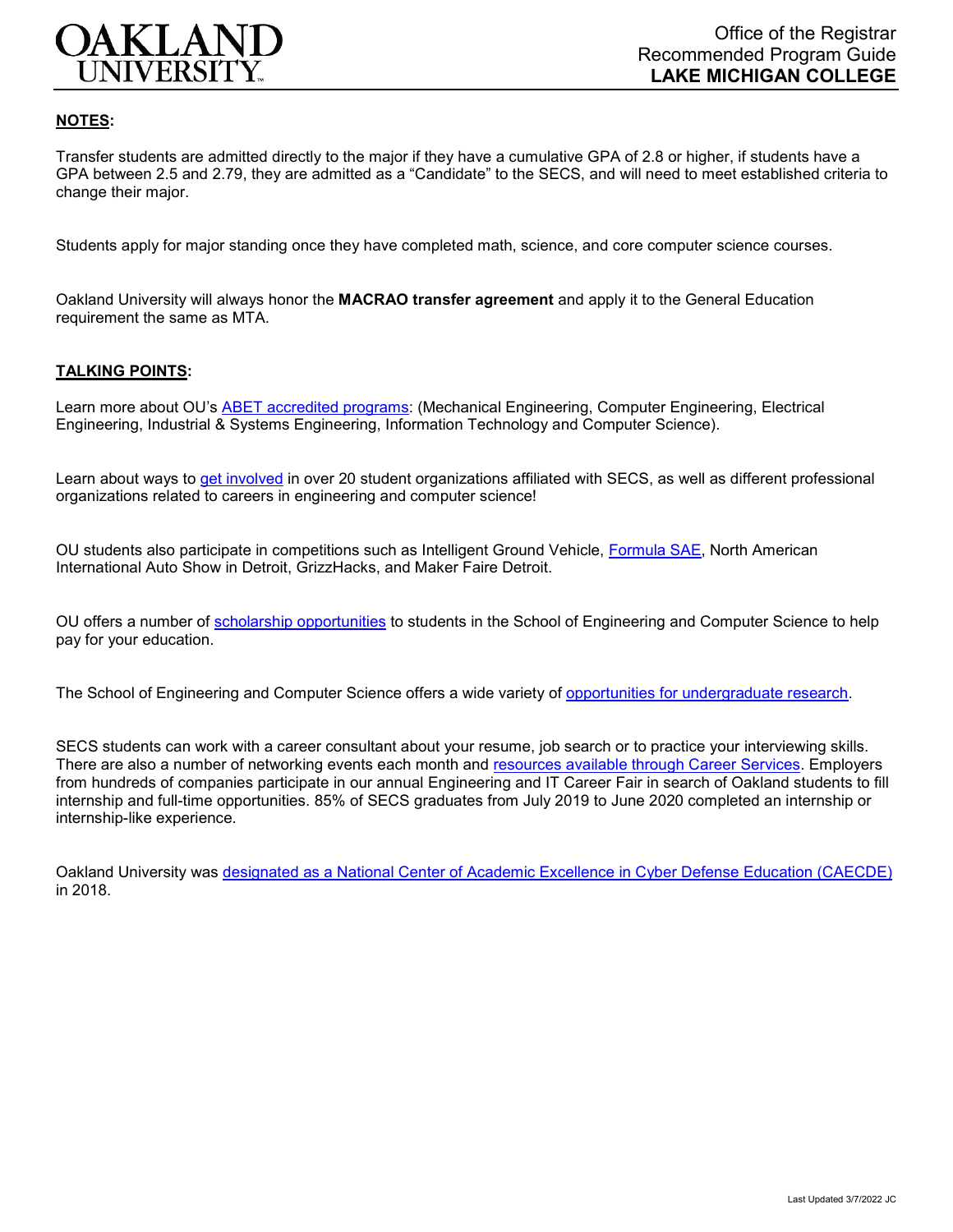**NOTES:**

Transfer students are admitted directly to the major if they have a cumulative GPA of 2.8 or higher, if students have a GPA between 2.5 and 2.79, they are admitted as a "Candidate" to the SECS, and will need to meet established criteria to change their major.

Students apply for major standing once they have completed math, science, and core computer science courses.

Oakland University will always honor the **MACRAO transfer agreement** and apply it to the General Education requirement the same as MTA.

**TALKING POINTS:**

Learn more about OU's ABET accredited programs: (Mechanical Engineering, Computer Engineering, Electrical Engineering, Industrial & Systems Engineering, Information Technology and Computer Science).

Learn about ways to get involved in over 20 student organizations affiliated with SECS, as well as different professional organizations related to careers in engineering and computer science!

OU students also participate in competitions such as Intelligent Ground Vehicle, Formula SAE, North American International Auto Show in Detroit, GrizzHacks, and Maker Faire Detroit.

OU offers a number of scholarship opportunities to students in the School of Engineering and Computer Science to help pay for your education.

The School of Engineering and Computer Science offers a wide variety of opportunities for undergraduate research.

SECS students can work with a career consultant about your resume, job search or to practice your interviewing skills. There are also a number of networking events each month and resources available through Career Services. Employers from hundreds of companies participate in our annual Engineering and IT Career Fair in search of Oakland students to fill internship and full-time opportunities. 85% of SECS graduates from July 2019 to June 2020 completed an internship or internship-like experience.

Oakland University was designated as a National Center of Academic Excellence in Cyber Defense Education (CAECDE) in 2018.

Last Updated 3/7/2022 JC